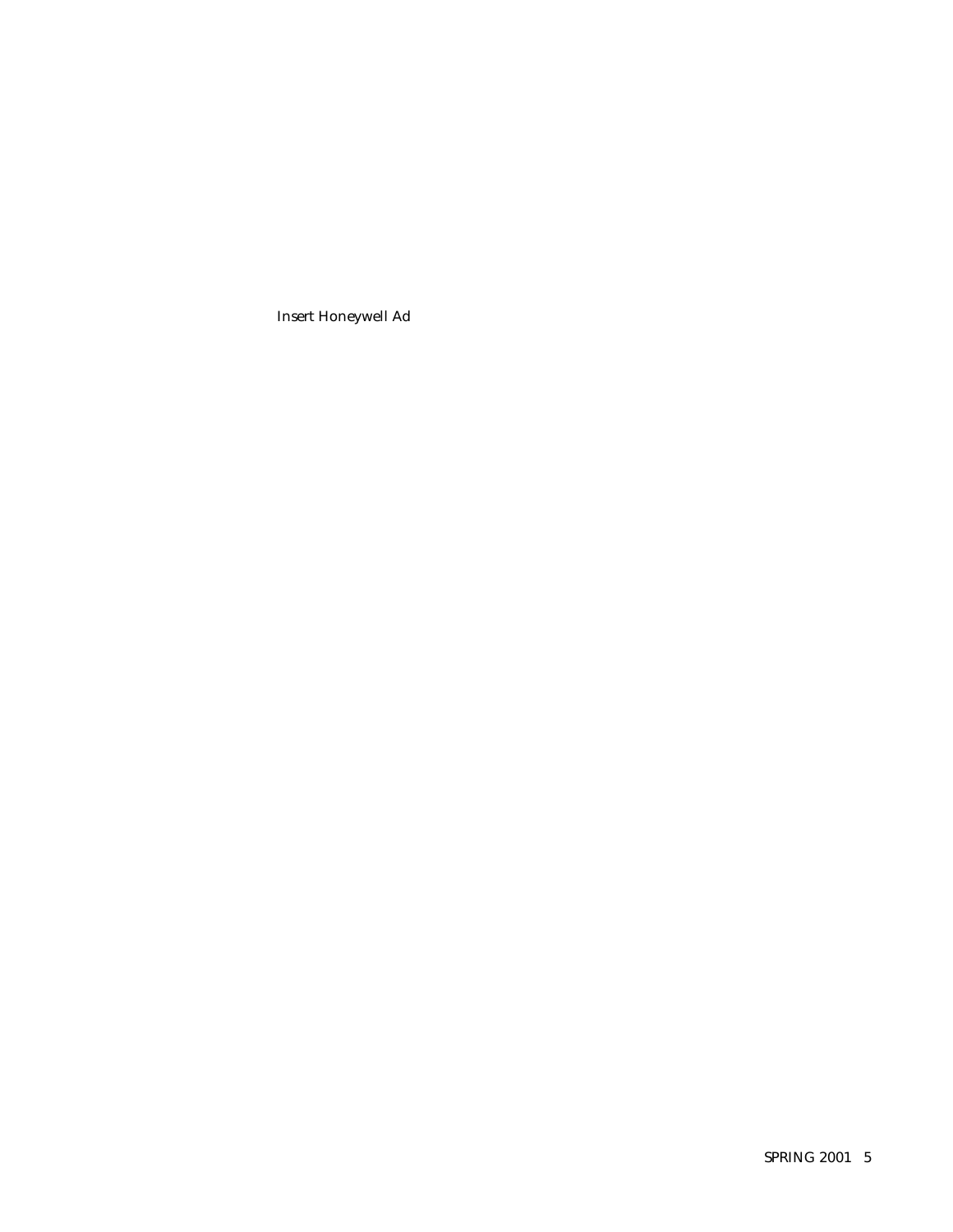Insert Honeywell Ad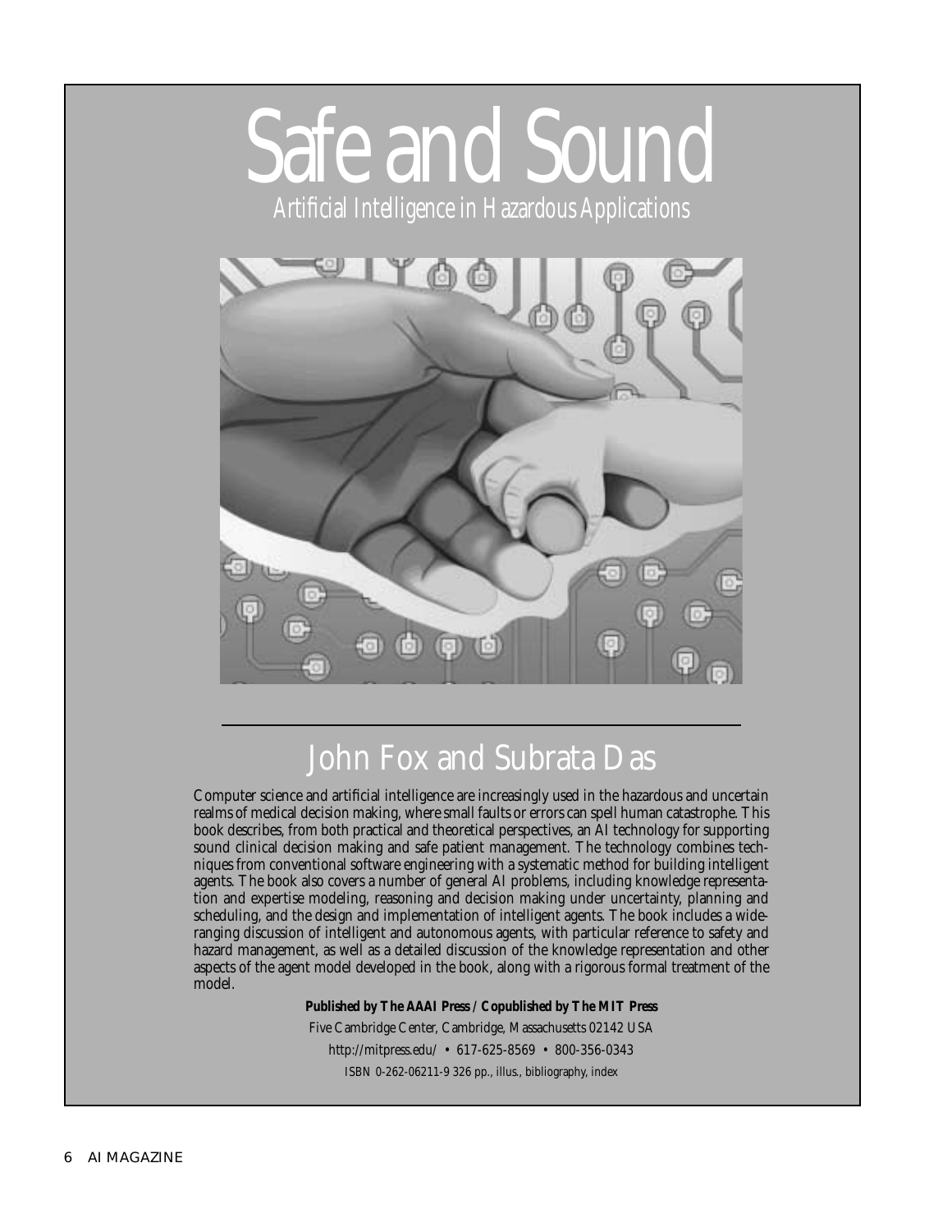# Safe and Sound

## Artificial Intelligence in Hazardous Applications

## John Fox and Subrata Das

Computer science and artificial intelligence are increasingly used in the hazardous and uncertain realms of medical decision making, where small faults or errors can spell human catastrophe. This book describes, from both practical and theoretical perspectives, an AI technology for supporting sound clinical decision making and safe patient management. The technology combines techniques from conventional software engineering with a systematic method for building intelligent agents. The book also covers a number of general AI problems, including knowledge representation and expertise modeling, reasoning and decision making under uncertainty, planning and scheduling, and the design and implementation of intelligent agents. The book includes a wide-ranging discussion of intelligent and autonomous agents, with particular reference to safety and hazard management, as well as a detailed discussion of the knowledge representation and other aspects of the agent model developed in the book, along with a rigorous formal treatment of the model.

**Published by The AAAI Press / Copublished by The MIT Press**

Five Cambridge Center, Cambridge, Massachusetts 02142 USA

http://mitpress.edu/ • 617-625-8569 • 800-356-0343

ISBN 0-262-06211-9 326 pp., illus., bibliography, index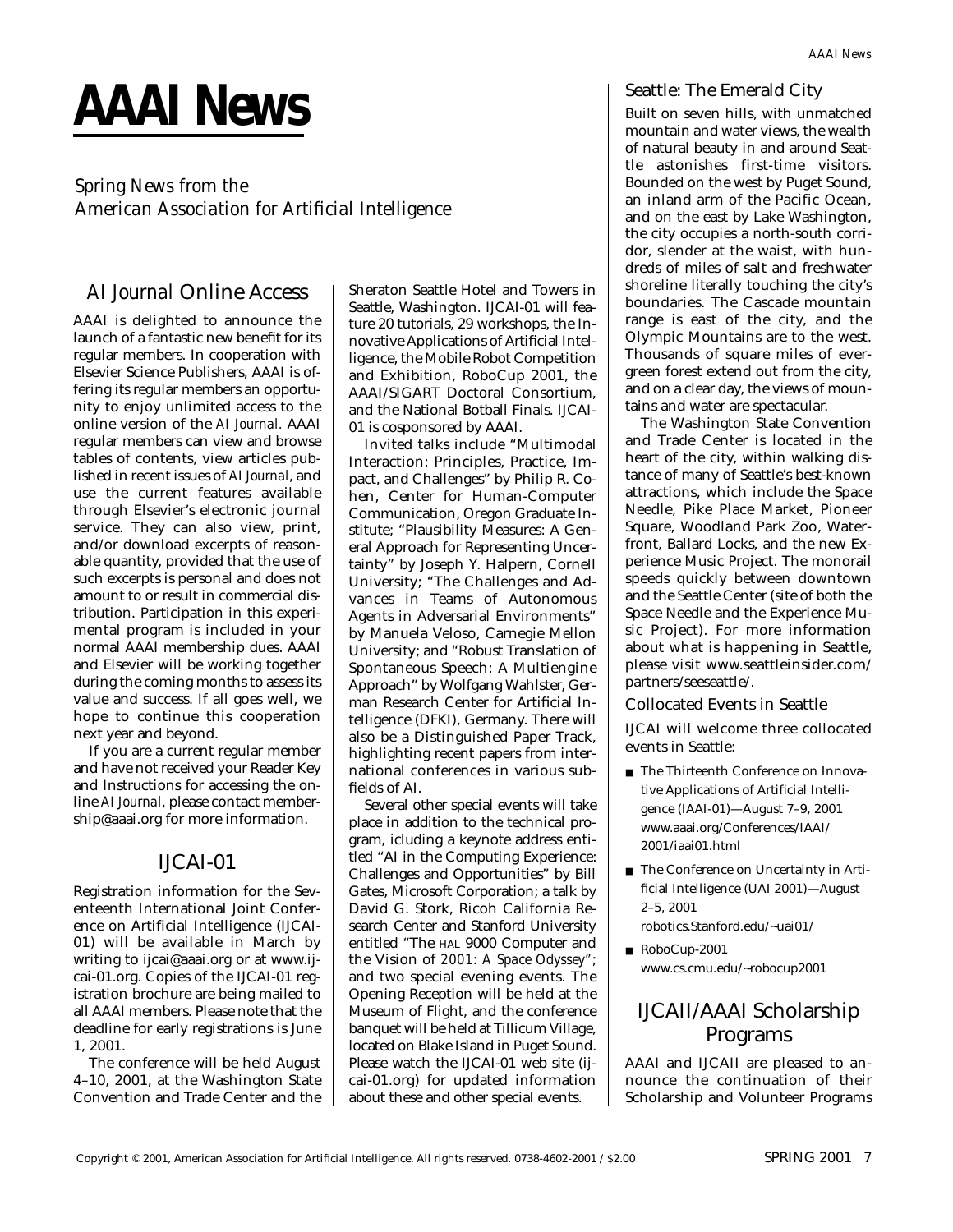# AAAI News

*Spring News from the American Association for Artificial Intelligence*

## *AI Journal* Online Access

AAAI is delighted to announce the launch of a fantastic new benefit for its regular members. In cooperation with Elsevier Science Publishers, AAAI is offering its regular members an opportunity to enjoy unlimited access to the online version of the *AI Journal*. AAAI regular members can view and browse tables of contents, view articles published in recent issues of *AI Journal*, and use the current features available through Elsevier's electronic journal service. They can also view, print, and/or download excerpts of reasonable quantity, provided that the use of such excerpts is personal and does not amount to or result in commercial distribution. Participation in this experimental program is included in your normal AAAI membership dues. AAAI and Elsevier will be working together during the coming months to assess its value and success. If all goes well, we hope to continue this cooperation next year and beyond.

If you are a current regular member and have not received your Reader Key and Instructions for accessing the online *AI Journal*, please contact membership@aaai.org for more information.

## IJCAI-01

Registration information for the Seventeenth International Joint Conference on Artificial Intelligence (IJCAI-01) will be available in March by writing to ijcai@aaai.org or at www.ijcai-01.org. Copies of the IJCAI-01 registration brochure are being mailed to all AAAI members. Please note that the deadline for early registrations is June 1, 2001.

The conference will be held August 4–10, 2001, at the Washington State Convention and Trade Center and the Sheraton Seattle Hotel and Towers in Seattle, Washington. IJCAI-01 will feature 20 tutorials, 29 workshops, the Innovative Applications of Artificial Intelligence, the Mobile Robot Competition and Exhibition, RoboCup 2001, the AAAI/SIGART Doctoral Consortium, and the National Botball Finals. IJCAI-01 is cosponsored by AAAI.

Invited talks include "Multimodal Interaction: Principles, Practice, Impact, and Challenges" by Philip R. Cohen, Center for Human-Computer Communication, Oregon Graduate Institute; "Plausibility Measures: A General Approach for Representing Uncertainty" by Joseph Y. Halpern, Cornell University; "The Challenges and Advances in Teams of Autonomous Agents in Adversarial Environments" by Manuela Veloso, Carnegie Mellon University; and "Robust Translation of Spontaneous Speech: A Multiengine Approach" by Wolfgang Wahlster, German Research Center for Artificial Intelligence (DFKI), Germany. There will also be a Distinguished Paper Track, highlighting recent papers from international conferences in various subfields of AI.

Several other special events will take place in addition to the technical program, icluding a keynote address entitled "AI in the Computing Experience: Challenges and Opportunities" by Bill Gates, Microsoft Corporation; a talk by David G. Stork, Ricoh California Research Center and Stanford University entitled "The HAL 9000 Computer and the Vision of *2001: A Space Odyssey*"; and two special evening events. The Opening Reception will be held at the Museum of Flight, and the conference banquet will be held at Tillicum Village, located on Blake Island in Puget Sound. Please watch the IJCAI-01 web site (ijcai-01.org) for updated information about these and other special events.

### Seattle: The Emerald City

Built on seven hills, with unmatched mountain and water views, the wealth of natural beauty in and around Seattle astonishes first-time visitors. Bounded on the west by Puget Sound, an inland arm of the Pacific Ocean, and on the east by Lake Washington, the city occupies a north-south corridor, slender at the waist, with hundreds of miles of salt and freshwater shoreline literally touching the city's boundaries. The Cascade mountain range is east of the city, and the Olympic Mountains are to the west. Thousands of square miles of evergreen forest extend out from the city, and on a clear day, the views of mountains and water are spectacular.

The Washington State Convention and Trade Center is located in the heart of the city, within walking distance of many of Seattle's best-known attractions, which include the Space Needle, Pike Place Market, Pioneer Square, Woodland Park Zoo, Waterfront, Ballard Locks, and the new Experience Music Project. The monorail speeds quickly between downtown and the Seattle Center (site of both the Space Needle and the Experience Music Project). For more information about what is happening in Seattle, please visit www.seattleinsider.com/partners/seeseattle/.

#### Collocated Events in Seattle

IJCAI will welcome three collocated events in Seattle:

- The Thirteenth Conference on Innovative Applications of Artificial Intelligence (IAAI-01)—August 7–9, 2001 www.aaai.org/Conferences/IAAI/2001/iaai01.html
- The Conference on Uncertainty in Artificial Intelligence (UAI 2001)—August 2–5, 2001 robotics.Stanford.edu/~uai01/
- RoboCup-2001 www.cs.cmu.edu/~robocup2001

## IJCAII/AAAI Scholarship Programs

AAAI and IJCAII are pleased to announce the continuation of their Scholarship and Volunteer Programs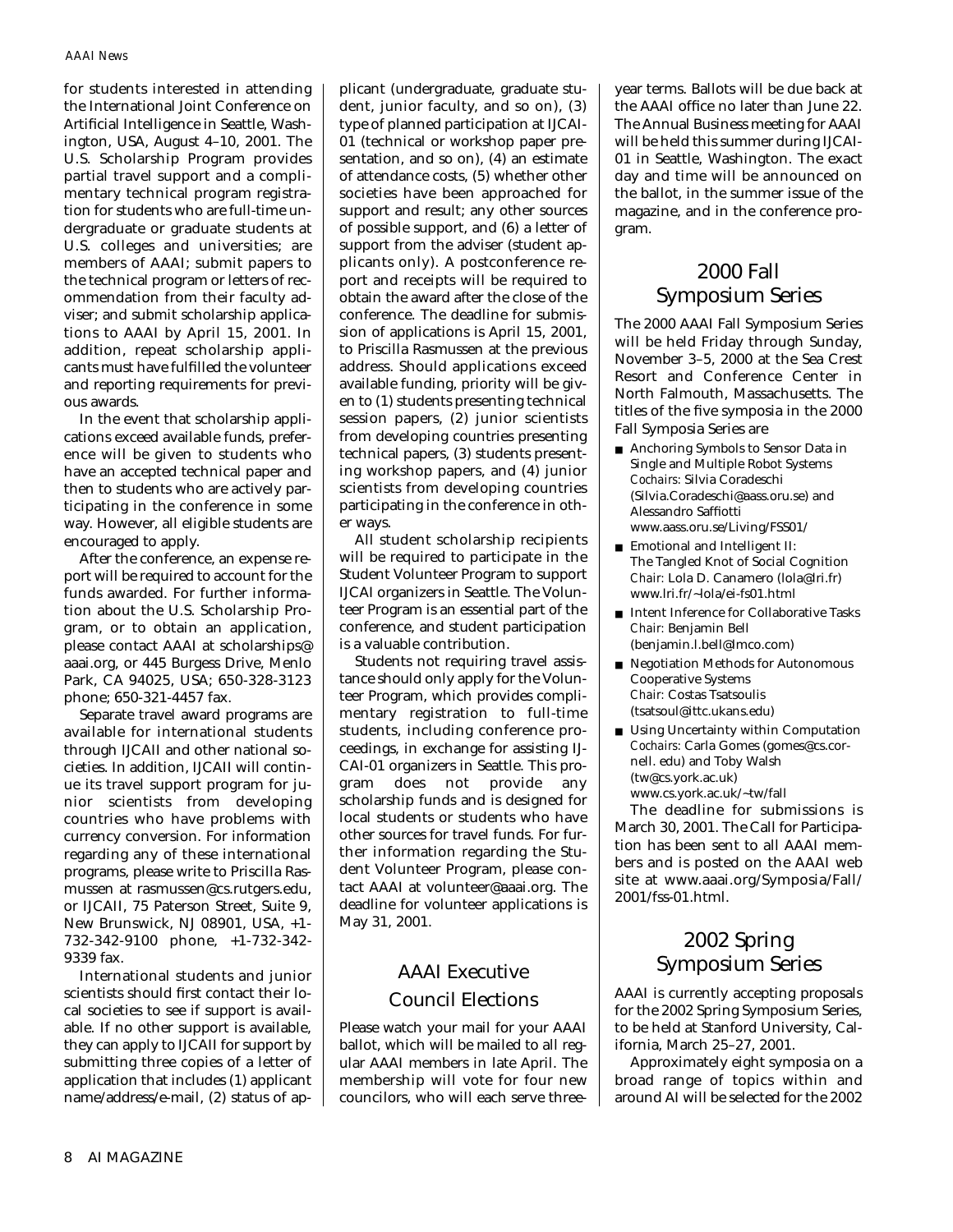for students interested in attending the International Joint Conference on Artificial Intelligence in Seattle, Washington, USA, August 4–10, 2001. The U.S. Scholarship Program provides partial travel support and a complimentary technical program registration for students who are full-time undergraduate or graduate students at U.S. colleges and universities; are members of AAAI; submit papers to the technical program or letters of recommendation from their faculty adviser; and submit scholarship applications to AAAI by April 15, 2001. In addition, repeat scholarship applicants must have fulfilled the volunteer and reporting requirements for previous awards.

In the event that scholarship applications exceed available funds, preference will be given to students who have an accepted technical paper and then to students who are actively participating in the conference in some way. However, all eligible students are encouraged to apply.

After the conference, an expense report will be required to account for the funds awarded. For further information about the U.S. Scholarship Program, or to obtain an application, please contact AAAI at scholarships@aaai.org, or 445 Burgess Drive, Menlo Park, CA 94025, USA; 650-328-3123 phone; 650-321-4457 fax.

Separate travel award programs are available for international students through IJCAII and other national societies. In addition, IJCAII will continue its travel support program for junior scientists from developing countries who have problems with currency conversion. For information regarding any of these international programs, please write to Priscilla Rasmussen at rasmussen@cs.rutgers.edu, or IJCAII, 75 Paterson Street, Suite 9, New Brunswick, NJ 08901, USA, +1-732-342-9100 phone, +1-732-342-9339 fax.

International students and junior scientists should first contact their local societies to see if support is available. If no other support is available, they can apply to IJCAII for support by submitting three copies of a letter of application that includes (1) applicant name/address/e-mail, (2) status of applicant (undergraduate, graduate student, junior faculty, and so on), (3) type of planned participation at IJCAI-01 (technical or workshop paper presentation, and so on), (4) an estimate of attendance costs, (5) whether other societies have been approached for support and result; any other sources of possible support, and (6) a letter of support from the adviser (student applicants only). A postconference report and receipts will be required to obtain the award after the close of the conference. The deadline for submission of applications is April 15, 2001, to Priscilla Rasmussen at the previous address. Should applications exceed available funding, priority will be given to (1) students presenting technical session papers, (2) junior scientists from developing countries presenting technical papers, (3) students presenting workshop papers, and (4) junior scientists from developing countries participating in the conference in other ways.

All student scholarship recipients will be required to participate in the Student Volunteer Program to support IJCAI organizers in Seattle. The Volunteer Program is an essential part of the conference, and student participation is a valuable contribution.

Students not requiring travel assistance should only apply for the Volunteer Program, which provides complimentary registration to full-time students, including conference proceedings, in exchange for assisting IJCAI-01 organizers in Seattle. This program does not provide any scholarship funds and is designed for local students or students who have other sources for travel funds. For further information regarding the Student Volunteer Program, please contact AAAI at volunteer@aaai.org. The deadline for volunteer applications is May 31, 2001.

## AAAI Executive Council Elections

Please watch your mail for your AAAI ballot, which will be mailed to all regular AAAI members in late April. The membership will vote for four new councilors, who will each serve three-year terms. Ballots will be due back at the AAAI office no later than June 22. The Annual Business meeting for AAAI will be held this summer during IJCAI-01 in Seattle, Washington. The exact day and time will be announced on the ballot, in the summer issue of the magazine, and in the conference program.

## 2000 Fall Symposium Series

The 2000 AAAI Fall Symposium Series will be held Friday through Sunday, November 3–5, 2000 at the Sea Crest Resort and Conference Center in North Falmouth, Massachusetts. The titles of the five symposia in the 2000 Fall Symposia Series are

- Anchoring Symbols to Sensor Data in Single and Multiple Robot Systems
  *Cochairs:* Silvia Coradeschi (Silvia.Coradeschi@aass.oru.se) and Alessandro Saffiotti
  www.aass.oru.se/Living/FSS01/
- Emotional and Intelligent II: The Tangled Knot of Social Cognition
  *Chair:* Lola D. Canamero (lola@lri.fr)
  www.lri.fr/~lola/ei-fs01.html
- Intent Inference for Collaborative Tasks
  *Chair:* Benjamin Bell (benjamin.l.bell@lmco.com)
- Negotiation Methods for Autonomous Cooperative Systems
  *Chair:* Costas Tsatsoulis (tsatsoul@ittc.ukans.edu)
- Using Uncertainty within Computation
  *Cochairs:* Carla Gomes (gomes@cs.cornell. edu) and Toby Walsh (tw@cs.york.ac.uk)
  www.cs.york.ac.uk/~tw/fall

The deadline for submissions is March 30, 2001. The Call for Participation has been sent to all AAAI members and is posted on the AAAI web site at www.aaai.org/Symposia/Fall/2001/fss-01.html.

## 2002 Spring Symposium Series

AAAI is currently accepting proposals for the 2002 Spring Symposium Series, to be held at Stanford University, California, March 25–27, 2001.

Approximately eight symposia on a broad range of topics within and around AI will be selected for the 2002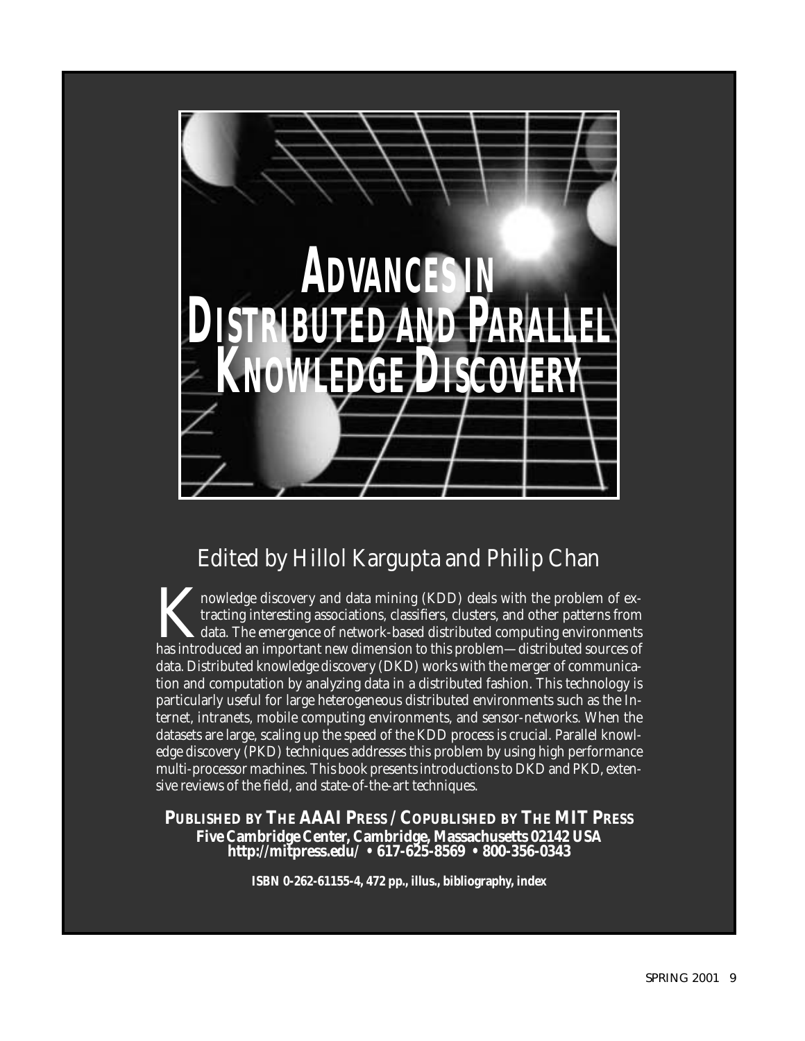# ADVANCES IN DISTRIBUTED AND PARALLEL KNOWLEDGE DISCOVERY

## Edited by Hillol Kargupta and Philip Chan

Knowledge discovery and data mining (KDD) deals with the problem of extracting interesting associations, classifiers, clusters, and other patterns from data. The emergence of network-based distributed computing environments has introduced an important new dimension to this problem—distributed sources of data. Distributed knowledge discovery (DKD) works with the merger of communication and computation by analyzing data in a distributed fashion. This technology is particularly useful for large heterogeneous distributed environments such as the Internet, intranets, mobile computing environments, and sensor-networks. When the datasets are large, scaling up the speed of the KDD process is crucial. Parallel knowledge discovery (PKD) techniques addresses this problem by using high performance multi-processor machines. This book presents introductions to DKD and PKD, extensive reviews of the field, and state-of-the-art techniques.

**PUBLISHED BY THE AAAI PRESS / COPUBLISHED BY THE MIT PRESS**
**Five Cambridge Center, Cambridge, Massachusetts 02142 USA**
**http://mitpress.edu/ • 617-625-8569 • 800-356-0343**

**ISBN 0-262-61155-4, 472 pp., illus., bibliography, index**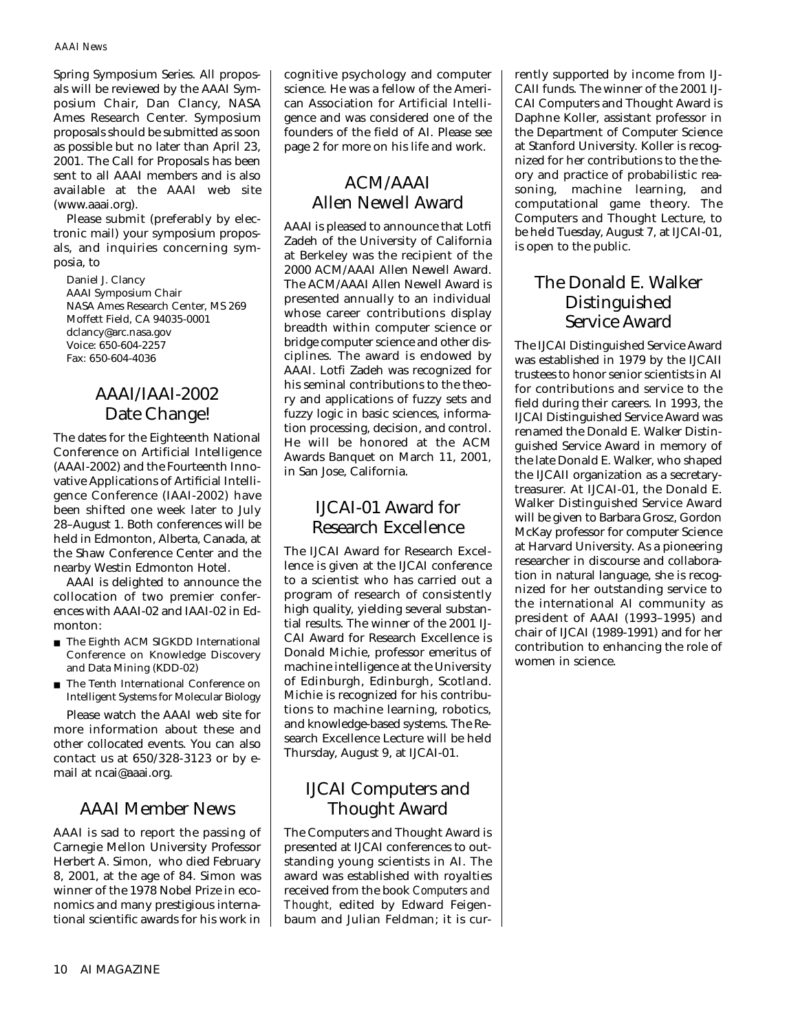Spring Symposium Series. All proposals will be reviewed by the AAAI Symposium Chair, Dan Clancy, NASA Ames Research Center. Symposium proposals should be submitted as soon as possible but no later than April 23, 2001. The Call for Proposals has been sent to all AAAI members and is also available at the AAAI web site (www.aaai.org).

Please submit (preferably by electronic mail) your symposium proposals, and inquiries concerning symposia, to

Daniel J. Clancy
AAAI Symposium Chair
NASA Ames Research Center, MS 269
Moffett Field, CA 94035-0001
dclancy@arc.nasa.gov
Voice: 650-604-2257
Fax: 650-604-4036

## AAAI/IAAI-2002 Date Change!

The dates for the Eighteenth National Conference on Artificial Intelligence (AAAI-2002) and the Fourteenth Innovative Applications of Artificial Intelligence Conference (IAAI-2002) have been shifted one week later to July 28–August 1. Both conferences will be held in Edmonton, Alberta, Canada, at the Shaw Conference Center and the nearby Westin Edmonton Hotel.

AAAI is delighted to announce the collocation of two premier conferences with AAAI-02 and IAAI-02 in Edmonton:

- The Eighth ACM SIGKDD International Conference on Knowledge Discovery and Data Mining (KDD-02)
- The Tenth International Conference on Intelligent Systems for Molecular Biology

Please watch the AAAI web site for more information about these and other collocated events. You can also contact us at 650/328-3123 or by e-mail at ncai@aaai.org.

## AAAI Member News

AAAI is sad to report the passing of Carnegie Mellon University Professor Herbert A. Simon, who died February 8, 2001, at the age of 84. Simon was winner of the 1978 Nobel Prize in economics and many prestigious international scientific awards for his work in cognitive psychology and computer science. He was a fellow of the American Association for Artificial Intelligence and was considered one of the founders of the field of AI. Please see page 2 for more on his life and work.

## ACM/AAAI Allen Newell Award

AAAI is pleased to announce that Lotfi Zadeh of the University of California at Berkeley was the recipient of the 2000 ACM/AAAI Allen Newell Award. The ACM/AAAI Allen Newell Award is presented annually to an individual whose career contributions display breadth within computer science or bridge computer science and other disciplines. The award is endowed by AAAI. Lotfi Zadeh was recognized for his seminal contributions to the theory and applications of fuzzy sets and fuzzy logic in basic sciences, information processing, decision, and control. He will be honored at the ACM Awards Banquet on March 11, 2001, in San Jose, California.

## IJCAI-01 Award for Research Excellence

The IJCAI Award for Research Excellence is given at the IJCAI conference to a scientist who has carried out a program of research of consistently high quality, yielding several substantial results. The winner of the 2001 IJCAI Award for Research Excellence is Donald Michie, professor emeritus of machine intelligence at the University of Edinburgh, Edinburgh, Scotland. Michie is recognized for his contributions to machine learning, robotics, and knowledge-based systems. The Research Excellence Lecture will be held Thursday, August 9, at IJCAI-01.

## IJCAI Computers and Thought Award

The Computers and Thought Award is presented at IJCAI conferences to outstanding young scientists in AI. The award was established with royalties received from the book *Computers and Thought*, edited by Edward Feigenbaum and Julian Feldman; it is currently supported by income from IJCAII funds. The winner of the 2001 IJCAI Computers and Thought Award is Daphne Koller, assistant professor in the Department of Computer Science at Stanford University. Koller is recognized for her contributions to the theory and practice of probabilistic reasoning, machine learning, and computational game theory. The Computers and Thought Lecture, to be held Tuesday, August 7, at IJCAI-01, is open to the public.

## The Donald E. Walker Distinguished Service Award

The IJCAI Distinguished Service Award was established in 1979 by the IJCAII trustees to honor senior scientists in AI for contributions and service to the field during their careers. In 1993, the IJCAI Distinguished Service Award was renamed the Donald E. Walker Distinguished Service Award in memory of the late Donald E. Walker, who shaped the IJCAII organization as a secretary-treasurer. At IJCAI-01, the Donald E. Walker Distinguished Service Award will be given to Barbara Grosz, Gordon McKay professor for computer Science at Harvard University. As a pioneering researcher in discourse and collaboration in natural language, she is recognized for her outstanding service to the international AI community as president of AAAI (1993–1995) and chair of IJCAI (1989-1991) and for her contribution to enhancing the role of women in science.